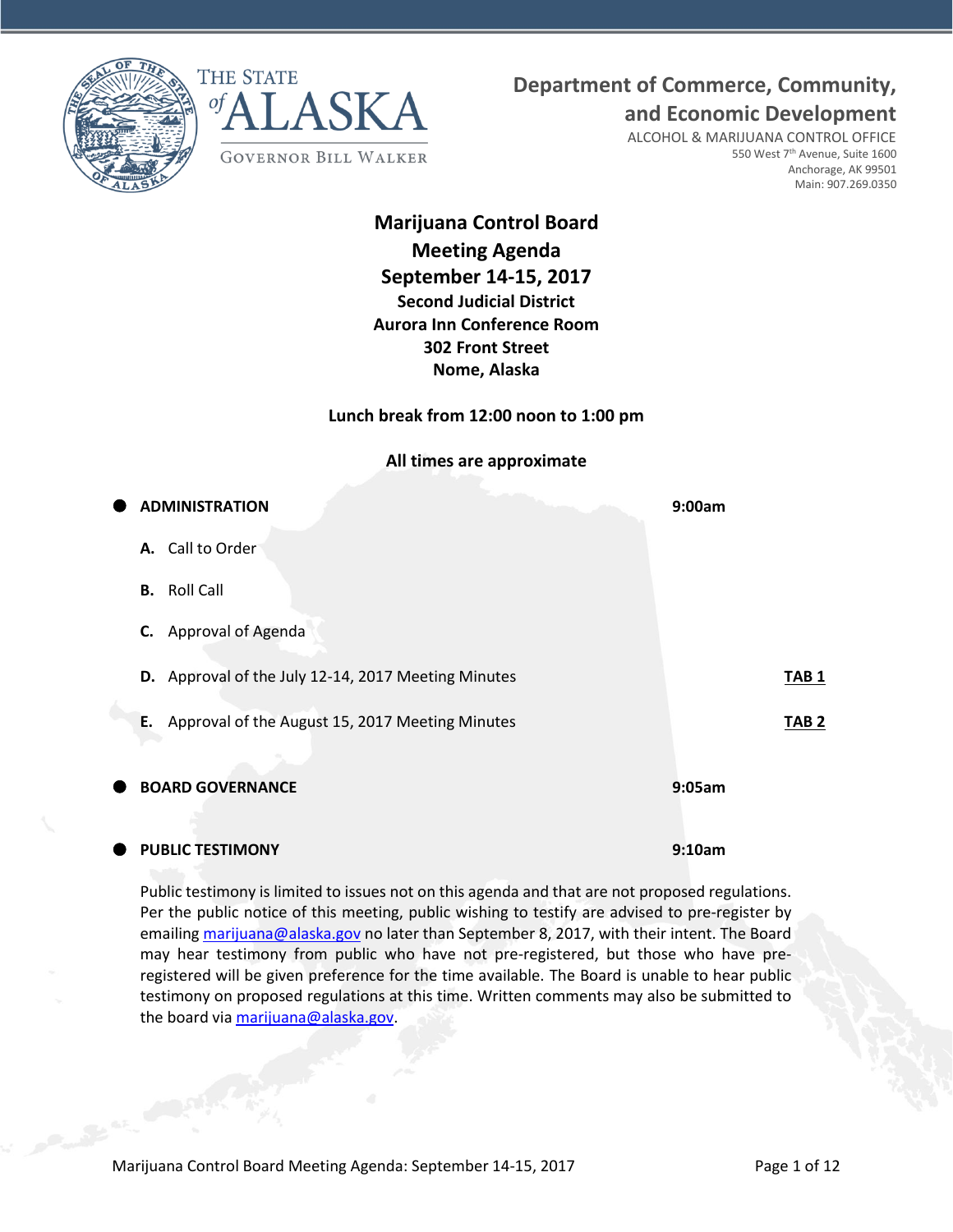THE STATE of ALASKA

GOVERNOR BILL WALKER

**Department of Commerce, Community, and Economic Development**

ALCOHOL & MARIJUANA CONTROL OFFICE
550 West 7th Avenue, Suite 1600
Anchorage, AK 99501
Main: 907.269.0350

# Marijuana Control Board Meeting Agenda September 14-15, 2017

**Second Judicial District**
**Aurora Inn Conference Room**
**302 Front Street**
**Nome, Alaska**

**Lunch break from 12:00 noon to 1:00 pm**

**All times are approximate**

- **ADMINISTRATION** — **9:00am**

  **A.** Call to Order

  **B.** Roll Call

  **C.** Approval of Agenda

  **D.** Approval of the July 12-14, 2017 Meeting Minutes — **TAB 1**

  **E.** Approval of the August 15, 2017 Meeting Minutes — **TAB 2**

- **BOARD GOVERNANCE** — **9:05am**

- **PUBLIC TESTIMONY** — **9:10am**

  Public testimony is limited to issues not on this agenda and that are not proposed regulations. Per the public notice of this meeting, public wishing to testify are advised to pre-register by emailing marijuana@alaska.gov no later than September 8, 2017, with their intent. The Board may hear testimony from public who have not pre-registered, but those who have pre-registered will be given preference for the time available. The Board is unable to hear public testimony on proposed regulations at this time. Written comments may also be submitted to the board via marijuana@alaska.gov.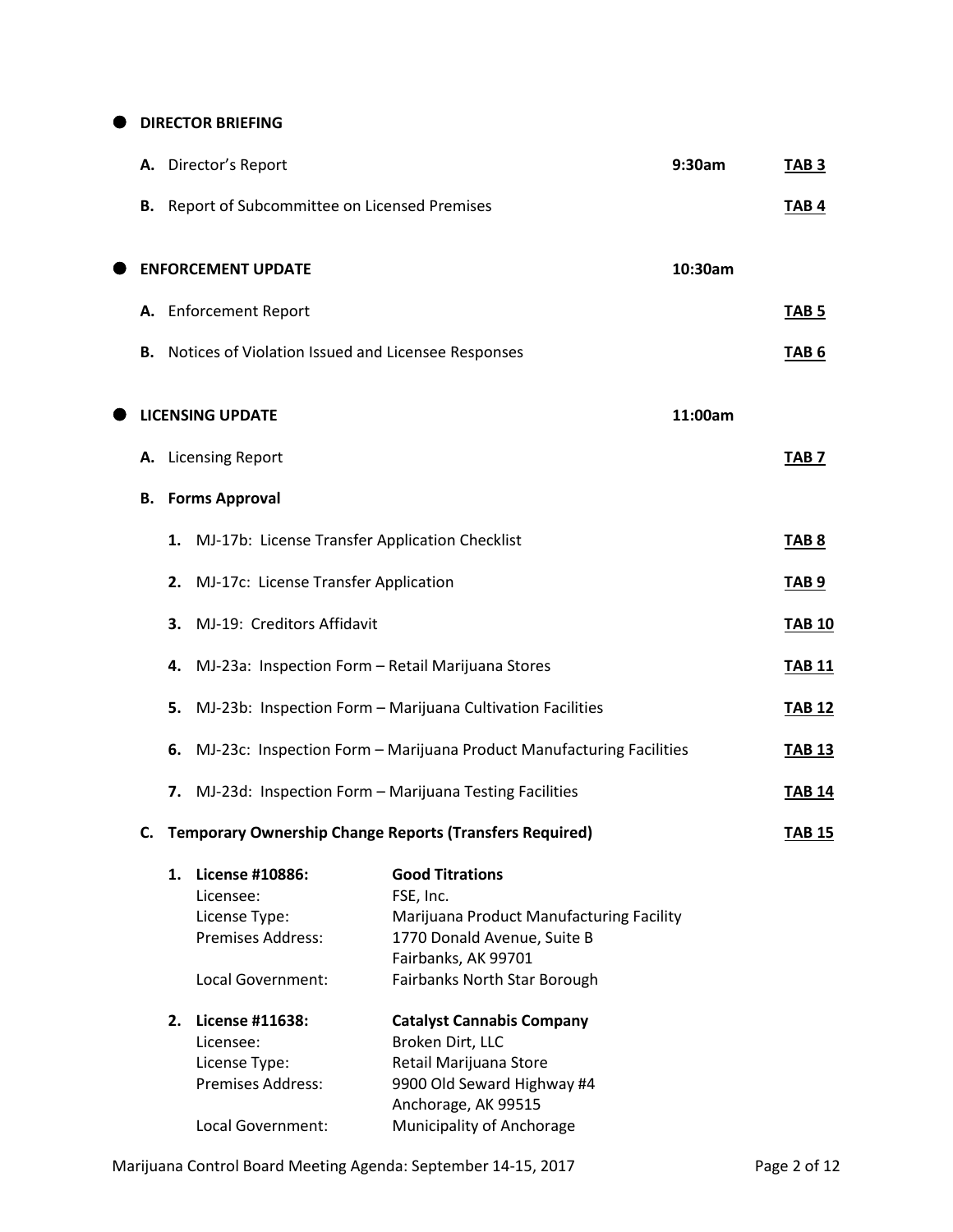- **DIRECTOR BRIEFING**

  **A.** Director's Report — 9:30am — **TAB 3**

  **B.** Report of Subcommittee on Licensed Premises — **TAB 4**

- **ENFORCEMENT UPDATE** — 10:30am

  **A.** Enforcement Report — **TAB 5**

  **B.** Notices of Violation Issued and Licensee Responses — **TAB 6**

- **LICENSING UPDATE** — 11:00am

  **A.** Licensing Report — **TAB 7**

  **B.** **Forms Approval**

  1. MJ-17b: License Transfer Application Checklist — **TAB 8**
  2. MJ-17c: License Transfer Application — **TAB 9**
  3. MJ-19: Creditors Affidavit — **TAB 10**
  4. MJ-23a: Inspection Form – Retail Marijuana Stores — **TAB 11**
  5. MJ-23b: Inspection Form – Marijuana Cultivation Facilities — **TAB 12**
  6. MJ-23c: Inspection Form – Marijuana Product Manufacturing Facilities — **TAB 13**
  7. MJ-23d: Inspection Form – Marijuana Testing Facilities — **TAB 14**

  **C.** **Temporary Ownership Change Reports (Transfers Required)** — **TAB 15**

  1. **License #10886:** **Good Titrations**
     Licensee: FSE, Inc.
     License Type: Marijuana Product Manufacturing Facility
     Premises Address: 1770 Donald Avenue, Suite B
     Fairbanks, AK 99701
     Local Government: Fairbanks North Star Borough

  2. **License #11638:** **Catalyst Cannabis Company**
     Licensee: Broken Dirt, LLC
     License Type: Retail Marijuana Store
     Premises Address: 9900 Old Seward Highway #4
     Anchorage, AK 99515
     Local Government: Municipality of Anchorage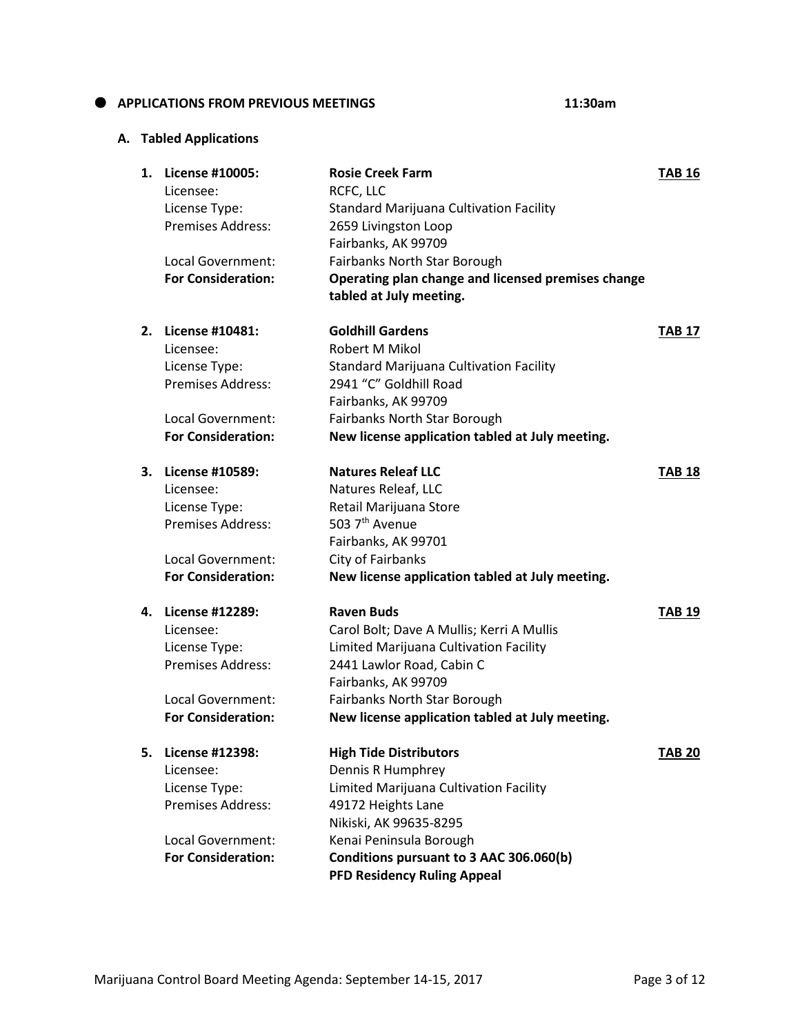## APPLICATIONS FROM PREVIOUS MEETINGS 11:30am

### A. Tabled Applications

**1. License #10005:** **Rosie Creek Farm** **TAB 16**
Licensee: RCFC, LLC
License Type: Standard Marijuana Cultivation Facility
Premises Address: 2659 Livingston Loop
Fairbanks, AK 99709
Local Government: Fairbanks North Star Borough
**For Consideration:** **Operating plan change and licensed premises change tabled at July meeting.**

**2. License #10481:** **Goldhill Gardens** **TAB 17**
Licensee: Robert M Mikol
License Type: Standard Marijuana Cultivation Facility
Premises Address: 2941 "C" Goldhill Road
Fairbanks, AK 99709
Local Government: Fairbanks North Star Borough
**For Consideration:** **New license application tabled at July meeting.**

**3. License #10589:** **Natures Releaf LLC** **TAB 18**
Licensee: Natures Releaf, LLC
License Type: Retail Marijuana Store
Premises Address: 503 7th Avenue
Fairbanks, AK 99701
Local Government: City of Fairbanks
**For Consideration:** **New license application tabled at July meeting.**

**4. License #12289:** **Raven Buds** **TAB 19**
Licensee: Carol Bolt; Dave A Mullis; Kerri A Mullis
License Type: Limited Marijuana Cultivation Facility
Premises Address: 2441 Lawlor Road, Cabin C
Fairbanks, AK 99709
Local Government: Fairbanks North Star Borough
**For Consideration:** **New license application tabled at July meeting.**

**5. License #12398:** **High Tide Distributors** **TAB 20**
Licensee: Dennis R Humphrey
License Type: Limited Marijuana Cultivation Facility
Premises Address: 49172 Heights Lane
Nikiski, AK 99635-8295
Local Government: Kenai Peninsula Borough
**For Consideration:** **Conditions pursuant to 3 AAC 306.060(b)**
**PFD Residency Ruling Appeal**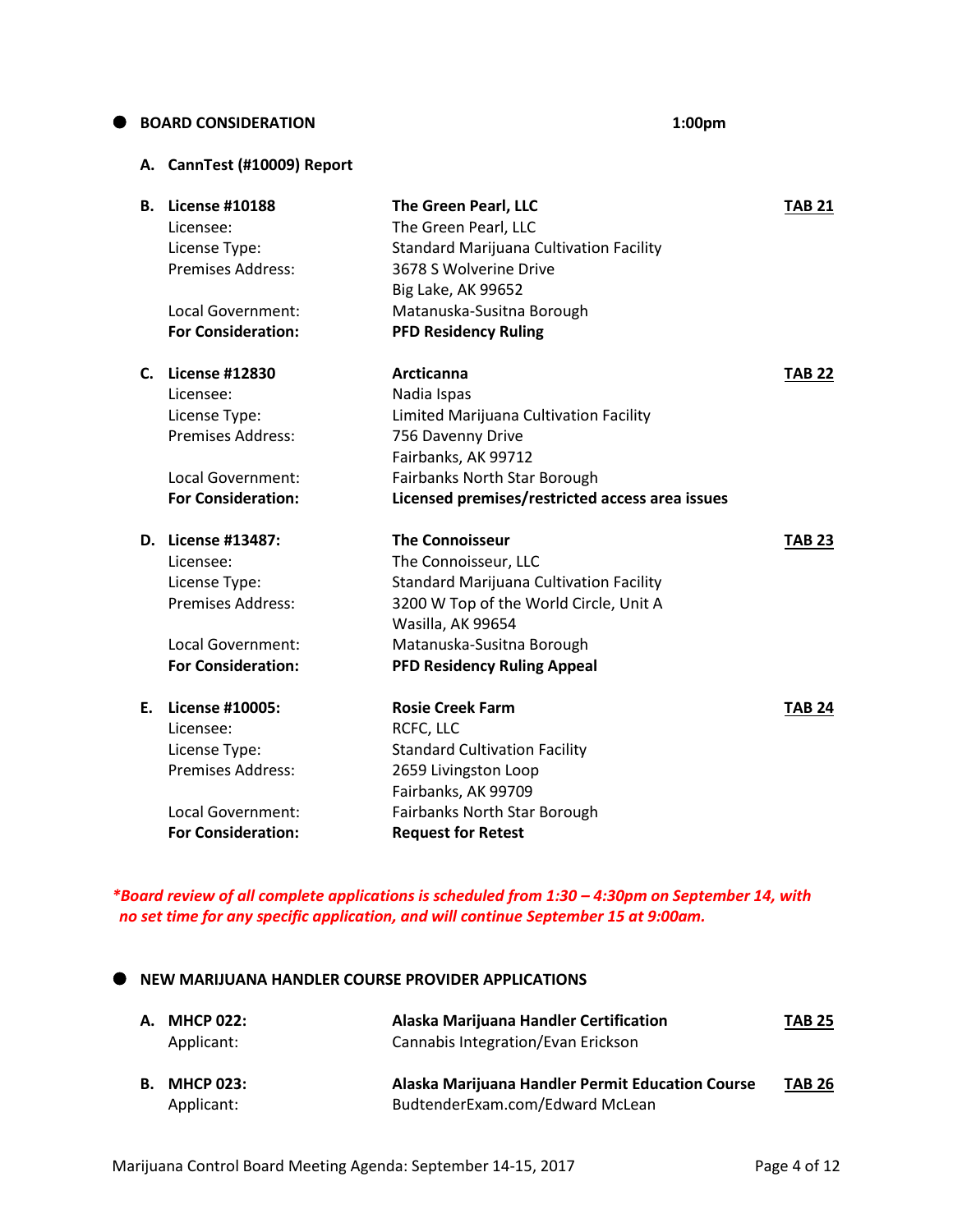- **BOARD CONSIDERATION** **1:00pm**

**A. CannTest (#10009) Report**

**B. License #10188** — **The Green Pearl, LLC** — **TAB 21**

| | |
|---|---|
| Licensee: | The Green Pearl, LLC |
| License Type: | Standard Marijuana Cultivation Facility |
| Premises Address: | 3678 S Wolverine Drive<br>Big Lake, AK 99652 |
| Local Government: | Matanuska-Susitna Borough |
| **For Consideration:** | **PFD Residency Ruling** |

**C. License #12830** — **Arcticanna** — **TAB 22**

| | |
|---|---|
| Licensee: | Nadia Ispas |
| License Type: | Limited Marijuana Cultivation Facility |
| Premises Address: | 756 Davenny Drive<br>Fairbanks, AK 99712 |
| Local Government: | Fairbanks North Star Borough |
| **For Consideration:** | **Licensed premises/restricted access area issues** |

**D. License #13487:** — **The Connoisseur** — **TAB 23**

| | |
|---|---|
| Licensee: | The Connoisseur, LLC |
| License Type: | Standard Marijuana Cultivation Facility |
| Premises Address: | 3200 W Top of the World Circle, Unit A<br>Wasilla, AK 99654 |
| Local Government: | Matanuska-Susitna Borough |
| **For Consideration:** | **PFD Residency Ruling Appeal** |

**E. License #10005:** — **Rosie Creek Farm** — **TAB 24**

| | |
|---|---|
| Licensee: | RCFC, LLC |
| License Type: | Standard Cultivation Facility |
| Premises Address: | 2659 Livingston Loop<br>Fairbanks, AK 99709 |
| Local Government: | Fairbanks North Star Borough |
| **For Consideration:** | **Request for Retest** |

***Board review of all complete applications is scheduled from 1:30 – 4:30pm on September 14, with no set time for any specific application, and will continue September 15 at 9:00am.***

- **NEW MARIJUANA HANDLER COURSE PROVIDER APPLICATIONS**

**A. MHCP 022:** — **Alaska Marijuana Handler Certification** — **TAB 25**
Applicant: Cannabis Integration/Evan Erickson

**B. MHCP 023:** — **Alaska Marijuana Handler Permit Education Course** — **TAB 26**
Applicant: BudtenderExam.com/Edward McLean

Marijuana Control Board Meeting Agenda: September 14-15, 2017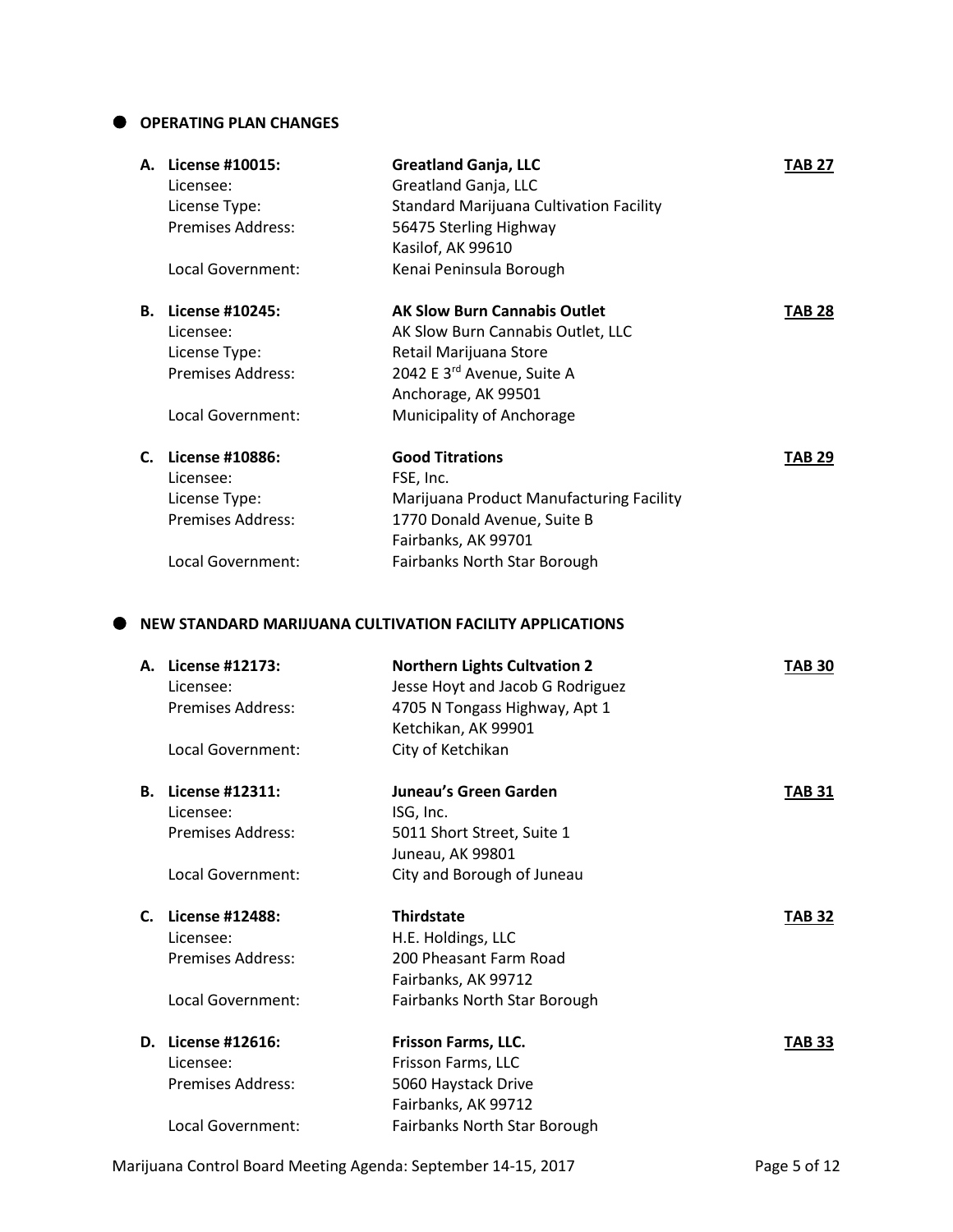## OPERATING PLAN CHANGES

**A. License #10015:** **Greatland Ganja, LLC** **TAB 27**

- Licensee: Greatland Ganja, LLC
- License Type: Standard Marijuana Cultivation Facility
- Premises Address: 56475 Sterling Highway, Kasilof, AK 99610
- Local Government: Kenai Peninsula Borough

**B. License #10245:** **AK Slow Burn Cannabis Outlet** **TAB 28**

- Licensee: AK Slow Burn Cannabis Outlet, LLC
- License Type: Retail Marijuana Store
- Premises Address: 2042 E 3rd Avenue, Suite A, Anchorage, AK 99501
- Local Government: Municipality of Anchorage

**C. License #10886:** **Good Titrations** **TAB 29**

- Licensee: FSE, Inc.
- License Type: Marijuana Product Manufacturing Facility
- Premises Address: 1770 Donald Avenue, Suite B, Fairbanks, AK 99701
- Local Government: Fairbanks North Star Borough

## NEW STANDARD MARIJUANA CULTIVATION FACILITY APPLICATIONS

**A. License #12173:** **Northern Lights Cultvation 2** **TAB 30**

- Licensee: Jesse Hoyt and Jacob G Rodriguez
- Premises Address: 4705 N Tongass Highway, Apt 1, Ketchikan, AK 99901
- Local Government: City of Ketchikan

**B. License #12311:** **Juneau's Green Garden** **TAB 31**

- Licensee: ISG, Inc.
- Premises Address: 5011 Short Street, Suite 1, Juneau, AK 99801
- Local Government: City and Borough of Juneau

**C. License #12488:** **Thirdstate** **TAB 32**

- Licensee: H.E. Holdings, LLC
- Premises Address: 200 Pheasant Farm Road, Fairbanks, AK 99712
- Local Government: Fairbanks North Star Borough

**D. License #12616:** **Frisson Farms, LLC.** **TAB 33**

- Licensee: Frisson Farms, LLC
- Premises Address: 5060 Haystack Drive, Fairbanks, AK 99712
- Local Government: Fairbanks North Star Borough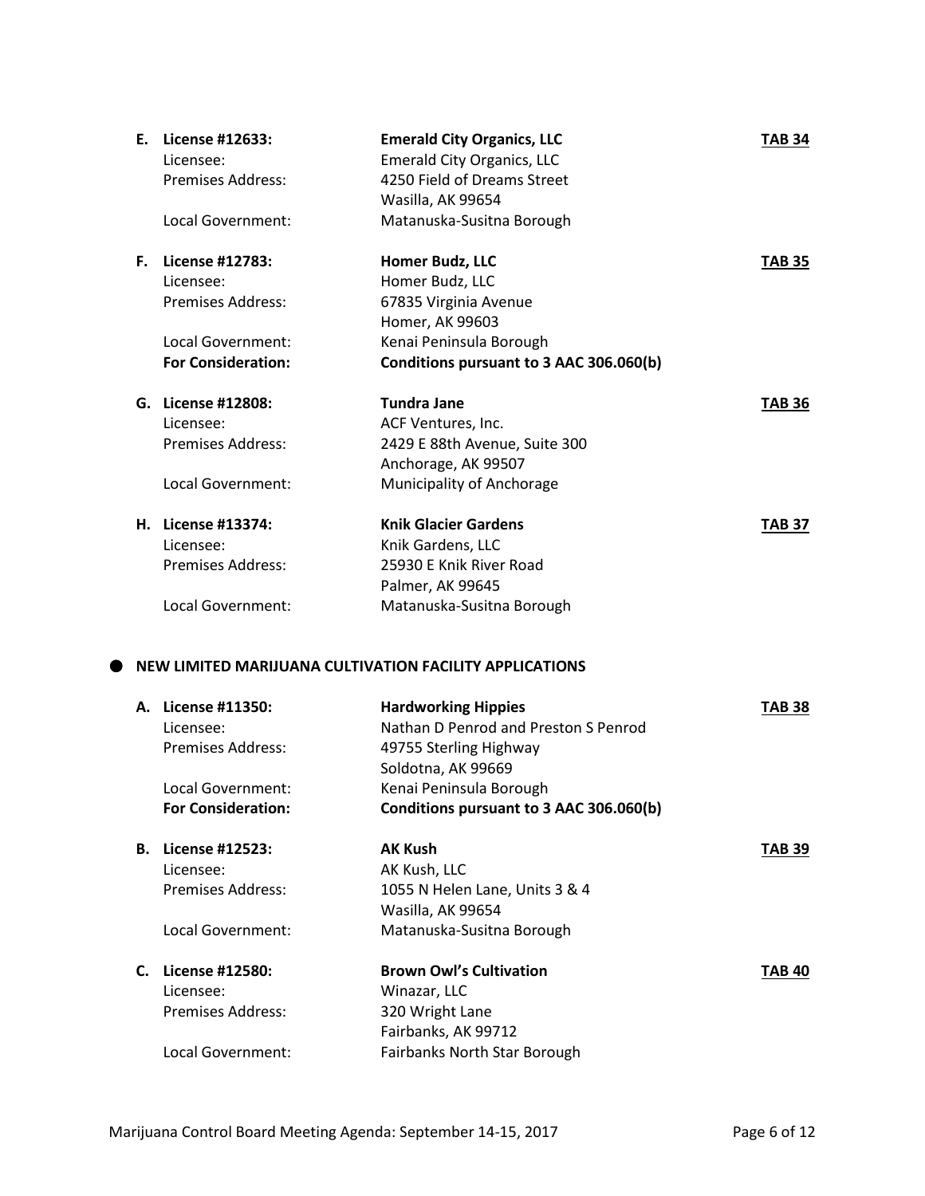**E. License #12633:** **Emerald City Organics, LLC** **TAB 34**

Licensee: Emerald City Organics, LLC
Premises Address: 4250 Field of Dreams Street
Wasilla, AK 99654
Local Government: Matanuska-Susitna Borough

**F. License #12783:** **Homer Budz, LLC** **TAB 35**

Licensee: Homer Budz, LLC
Premises Address: 67835 Virginia Avenue
Homer, AK 99603
Local Government: Kenai Peninsula Borough
**For Consideration:** **Conditions pursuant to 3 AAC 306.060(b)**

**G. License #12808:** **Tundra Jane** **TAB 36**

Licensee: ACF Ventures, Inc.
Premises Address: 2429 E 88th Avenue, Suite 300
Anchorage, AK 99507
Local Government: Municipality of Anchorage

**H. License #13374:** **Knik Glacier Gardens** **TAB 37**

Licensee: Knik Gardens, LLC
Premises Address: 25930 E Knik River Road
Palmer, AK 99645
Local Government: Matanuska-Susitna Borough

- **NEW LIMITED MARIJUANA CULTIVATION FACILITY APPLICATIONS**

**A. License #11350:** **Hardworking Hippies** **TAB 38**

Licensee: Nathan D Penrod and Preston S Penrod
Premises Address: 49755 Sterling Highway
Soldotna, AK 99669
Local Government: Kenai Peninsula Borough
**For Consideration:** **Conditions pursuant to 3 AAC 306.060(b)**

**B. License #12523:** **AK Kush** **TAB 39**

Licensee: AK Kush, LLC
Premises Address: 1055 N Helen Lane, Units 3 & 4
Wasilla, AK 99654
Local Government: Matanuska-Susitna Borough

**C. License #12580:** **Brown Owl's Cultivation** **TAB 40**

Licensee: Winazar, LLC
Premises Address: 320 Wright Lane
Fairbanks, AK 99712
Local Government: Fairbanks North Star Borough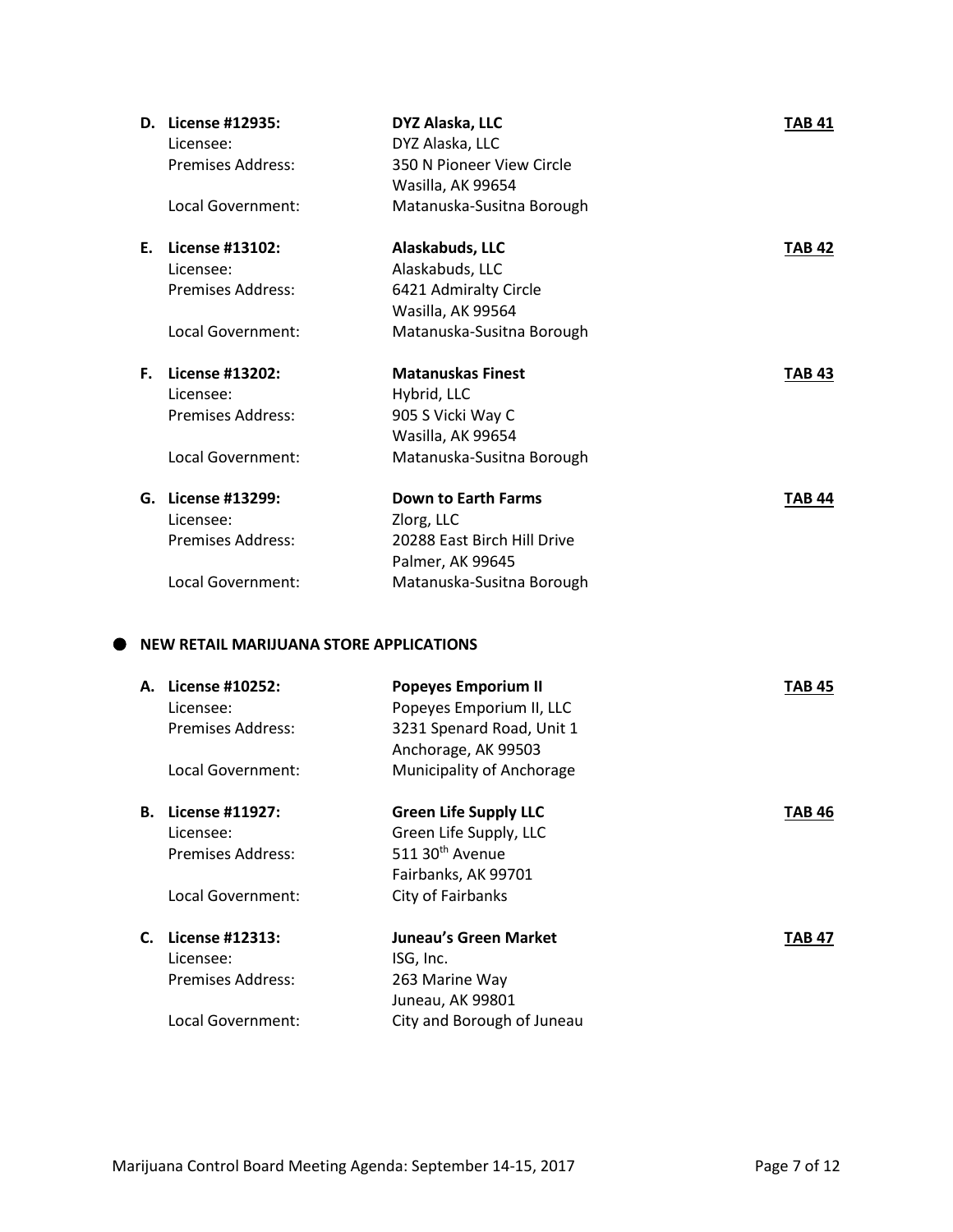**D. License #12935:** **DYZ Alaska, LLC** **TAB 41**
Licensee: DYZ Alaska, LLC
Premises Address: 350 N Pioneer View Circle
Wasilla, AK 99654
Local Government: Matanuska-Susitna Borough

**E. License #13102:** **Alaskabuds, LLC** **TAB 42**
Licensee: Alaskabuds, LLC
Premises Address: 6421 Admiralty Circle
Wasilla, AK 99564
Local Government: Matanuska-Susitna Borough

**F. License #13202:** **Matanuskas Finest** **TAB 43**
Licensee: Hybrid, LLC
Premises Address: 905 S Vicki Way C
Wasilla, AK 99654
Local Government: Matanuska-Susitna Borough

**G. License #13299:** **Down to Earth Farms** **TAB 44**
Licensee: Zlorg, LLC
Premises Address: 20288 East Birch Hill Drive
Palmer, AK 99645
Local Government: Matanuska-Susitna Borough

- **NEW RETAIL MARIJUANA STORE APPLICATIONS**

**A. License #10252:** **Popeyes Emporium II** **TAB 45**
Licensee: Popeyes Emporium II, LLC
Premises Address: 3231 Spenard Road, Unit 1
Anchorage, AK 99503
Local Government: Municipality of Anchorage

**B. License #11927:** **Green Life Supply LLC** **TAB 46**
Licensee: Green Life Supply, LLC
Premises Address: 511 30th Avenue
Fairbanks, AK 99701
Local Government: City of Fairbanks

**C. License #12313:** **Juneau's Green Market** **TAB 47**
Licensee: ISG, Inc.
Premises Address: 263 Marine Way
Juneau, AK 99801
Local Government: City and Borough of Juneau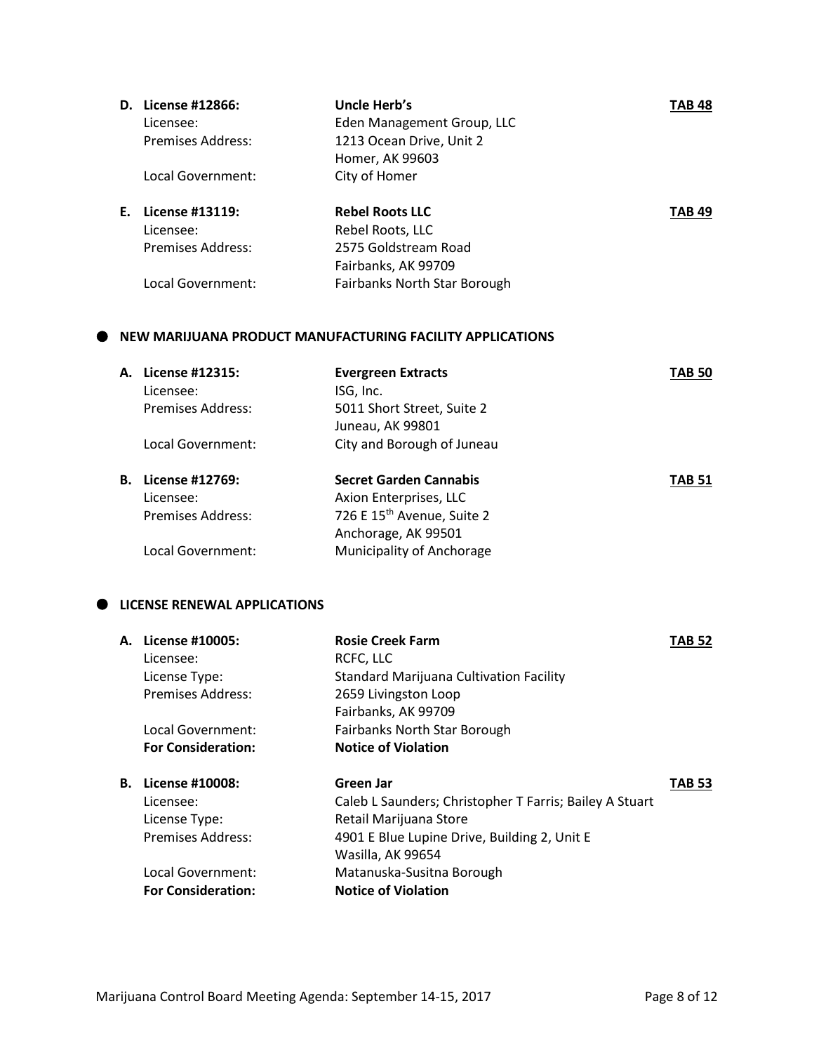**D. License #12866:** **Uncle Herb's** **TAB 48**

Licensee: Eden Management Group, LLC

Premises Address: 1213 Ocean Drive, Unit 2
Homer, AK 99603

Local Government: City of Homer

**E. License #13119:** **Rebel Roots LLC** **TAB 49**

Licensee: Rebel Roots, LLC

Premises Address: 2575 Goldstream Road
Fairbanks, AK 99709

Local Government: Fairbanks North Star Borough

## NEW MARIJUANA PRODUCT MANUFACTURING FACILITY APPLICATIONS

**A. License #12315:** **Evergreen Extracts** **TAB 50**

Licensee: ISG, Inc.

Premises Address: 5011 Short Street, Suite 2
Juneau, AK 99801

Local Government: City and Borough of Juneau

**B. License #12769:** **Secret Garden Cannabis** **TAB 51**

Licensee: Axion Enterprises, LLC

Premises Address: 726 E 15th Avenue, Suite 2
Anchorage, AK 99501

Local Government: Municipality of Anchorage

## LICENSE RENEWAL APPLICATIONS

**A. License #10005:** **Rosie Creek Farm** **TAB 52**

Licensee: RCFC, LLC

License Type: Standard Marijuana Cultivation Facility

Premises Address: 2659 Livingston Loop
Fairbanks, AK 99709

Local Government: Fairbanks North Star Borough

**For Consideration:** **Notice of Violation**

**B. License #10008:** **Green Jar** **TAB 53**

Licensee: Caleb L Saunders; Christopher T Farris; Bailey A Stuart

License Type: Retail Marijuana Store

Premises Address: 4901 E Blue Lupine Drive, Building 2, Unit E
Wasilla, AK 99654

Local Government: Matanuska-Susitna Borough

**For Consideration:** **Notice of Violation**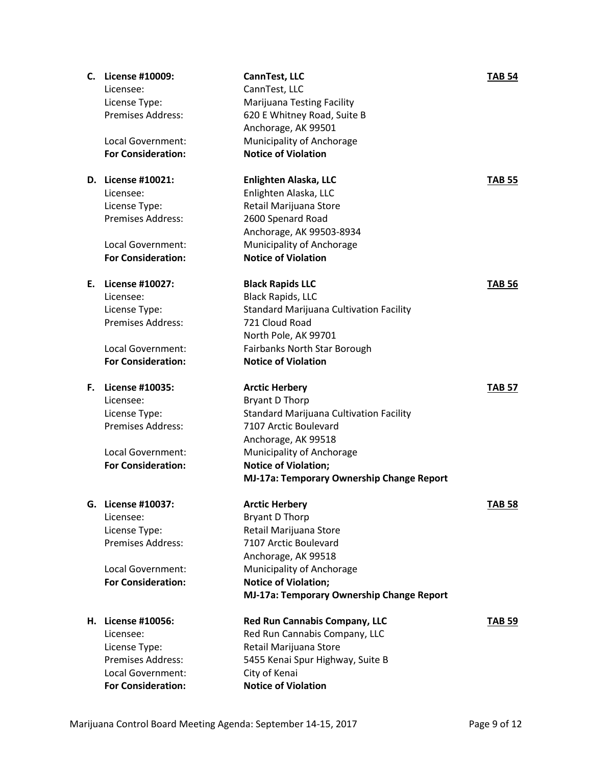**C. License #10009:** **CannTest, LLC** **TAB 54**

Licensee: CannTest, LLC
License Type: Marijuana Testing Facility
Premises Address: 620 E Whitney Road, Suite B
Anchorage, AK 99501
Local Government: Municipality of Anchorage
**For Consideration:** **Notice of Violation**

**D. License #10021:** **Enlighten Alaska, LLC** **TAB 55**

Licensee: Enlighten Alaska, LLC
License Type: Retail Marijuana Store
Premises Address: 2600 Spenard Road
Anchorage, AK 99503-8934
Local Government: Municipality of Anchorage
**For Consideration:** **Notice of Violation**

**E. License #10027:** **Black Rapids LLC** **TAB 56**

Licensee: Black Rapids, LLC
License Type: Standard Marijuana Cultivation Facility
Premises Address: 721 Cloud Road
North Pole, AK 99701
Local Government: Fairbanks North Star Borough
**For Consideration:** **Notice of Violation**

**F. License #10035:** **Arctic Herbery** **TAB 57**

Licensee: Bryant D Thorp
License Type: Standard Marijuana Cultivation Facility
Premises Address: 7107 Arctic Boulevard
Anchorage, AK 99518
Local Government: Municipality of Anchorage
**For Consideration:** **Notice of Violation;**
**MJ-17a: Temporary Ownership Change Report**

**G. License #10037:** **Arctic Herbery** **TAB 58**

Licensee: Bryant D Thorp
License Type: Retail Marijuana Store
Premises Address: 7107 Arctic Boulevard
Anchorage, AK 99518
Local Government: Municipality of Anchorage
**For Consideration:** **Notice of Violation;**
**MJ-17a: Temporary Ownership Change Report**

**H. License #10056:** **Red Run Cannabis Company, LLC** **TAB 59**

Licensee: Red Run Cannabis Company, LLC
License Type: Retail Marijuana Store
Premises Address: 5455 Kenai Spur Highway, Suite B
Local Government: City of Kenai
**For Consideration:** **Notice of Violation**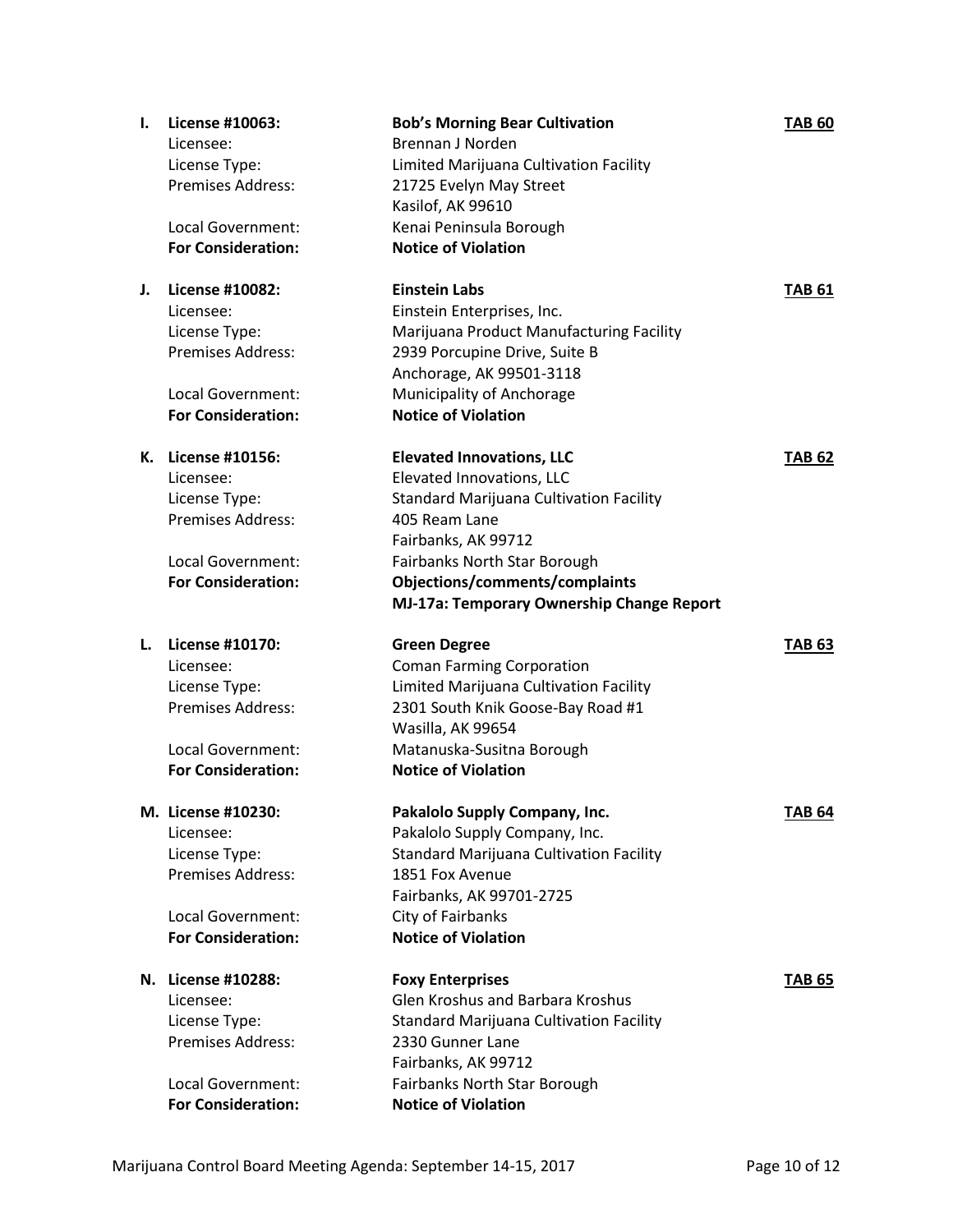**I. License #10063:** **Bob's Morning Bear Cultivation** **TAB 60**

Licensee: Brennan J Norden
License Type: Limited Marijuana Cultivation Facility
Premises Address: 21725 Evelyn May Street
Kasilof, AK 99610
Local Government: Kenai Peninsula Borough
**For Consideration:** **Notice of Violation**

**J. License #10082:** **Einstein Labs** **TAB 61**

Licensee: Einstein Enterprises, Inc.
License Type: Marijuana Product Manufacturing Facility
Premises Address: 2939 Porcupine Drive, Suite B
Anchorage, AK 99501-3118
Local Government: Municipality of Anchorage
**For Consideration:** **Notice of Violation**

**K. License #10156:** **Elevated Innovations, LLC** **TAB 62**

Licensee: Elevated Innovations, LLC
License Type: Standard Marijuana Cultivation Facility
Premises Address: 405 Ream Lane
Fairbanks, AK 99712
Local Government: Fairbanks North Star Borough
**For Consideration:** **Objections/comments/complaints**
**MJ-17a: Temporary Ownership Change Report**

**L. License #10170:** **Green Degree** **TAB 63**

Licensee: Coman Farming Corporation
License Type: Limited Marijuana Cultivation Facility
Premises Address: 2301 South Knik Goose-Bay Road #1
Wasilla, AK 99654
Local Government: Matanuska-Susitna Borough
**For Consideration:** **Notice of Violation**

**M. License #10230:** **Pakalolo Supply Company, Inc.** **TAB 64**

Licensee: Pakalolo Supply Company, Inc.
License Type: Standard Marijuana Cultivation Facility
Premises Address: 1851 Fox Avenue
Fairbanks, AK 99701-2725
Local Government: City of Fairbanks
**For Consideration:** **Notice of Violation**

**N. License #10288:** **Foxy Enterprises** **TAB 65**

Licensee: Glen Kroshus and Barbara Kroshus
License Type: Standard Marijuana Cultivation Facility
Premises Address: 2330 Gunner Lane
Fairbanks, AK 99712
Local Government: Fairbanks North Star Borough
**For Consideration:** **Notice of Violation**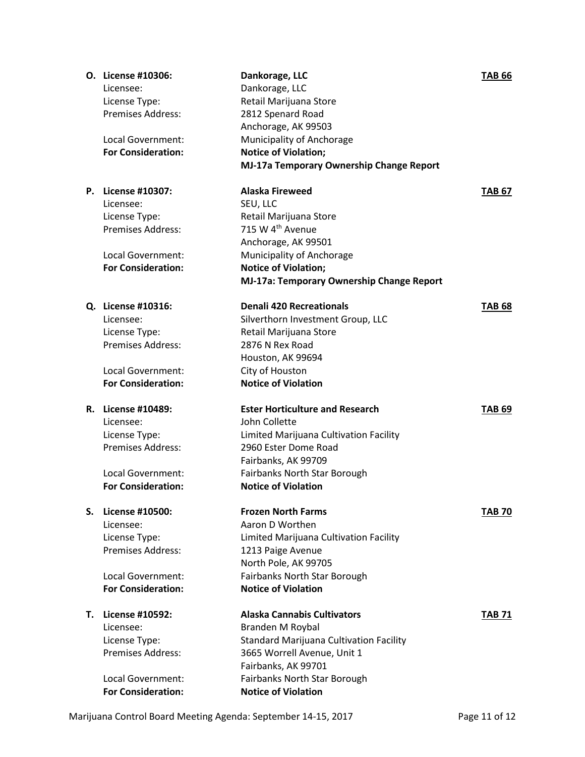**O. License #10306:** **Dankorage, LLC** **TAB 66**

Licensee: Dankorage, LLC
License Type: Retail Marijuana Store
Premises Address: 2812 Spenard Road
Anchorage, AK 99503
Local Government: Municipality of Anchorage
**For Consideration:** **Notice of Violation;**
**MJ-17a Temporary Ownership Change Report**

**P. License #10307:** **Alaska Fireweed** **TAB 67**

Licensee: SEU, LLC
License Type: Retail Marijuana Store
Premises Address: 715 W 4th Avenue
Anchorage, AK 99501
Local Government: Municipality of Anchorage
**For Consideration:** **Notice of Violation;**
**MJ-17a: Temporary Ownership Change Report**

**Q. License #10316:** **Denali 420 Recreationals** **TAB 68**

Licensee: Silverthorn Investment Group, LLC
License Type: Retail Marijuana Store
Premises Address: 2876 N Rex Road
Houston, AK 99694
Local Government: City of Houston
**For Consideration:** **Notice of Violation**

**R. License #10489:** **Ester Horticulture and Research** **TAB 69**

Licensee: John Collette
License Type: Limited Marijuana Cultivation Facility
Premises Address: 2960 Ester Dome Road
Fairbanks, AK 99709
Local Government: Fairbanks North Star Borough
**For Consideration:** **Notice of Violation**

**S. License #10500:** **Frozen North Farms** **TAB 70**

Licensee: Aaron D Worthen
License Type: Limited Marijuana Cultivation Facility
Premises Address: 1213 Paige Avenue
North Pole, AK 99705
Local Government: Fairbanks North Star Borough
**For Consideration:** **Notice of Violation**

**T. License #10592:** **Alaska Cannabis Cultivators** **TAB 71**

Licensee: Branden M Roybal
License Type: Standard Marijuana Cultivation Facility
Premises Address: 3665 Worrell Avenue, Unit 1
Fairbanks, AK 99701
Local Government: Fairbanks North Star Borough
**For Consideration:** **Notice of Violation**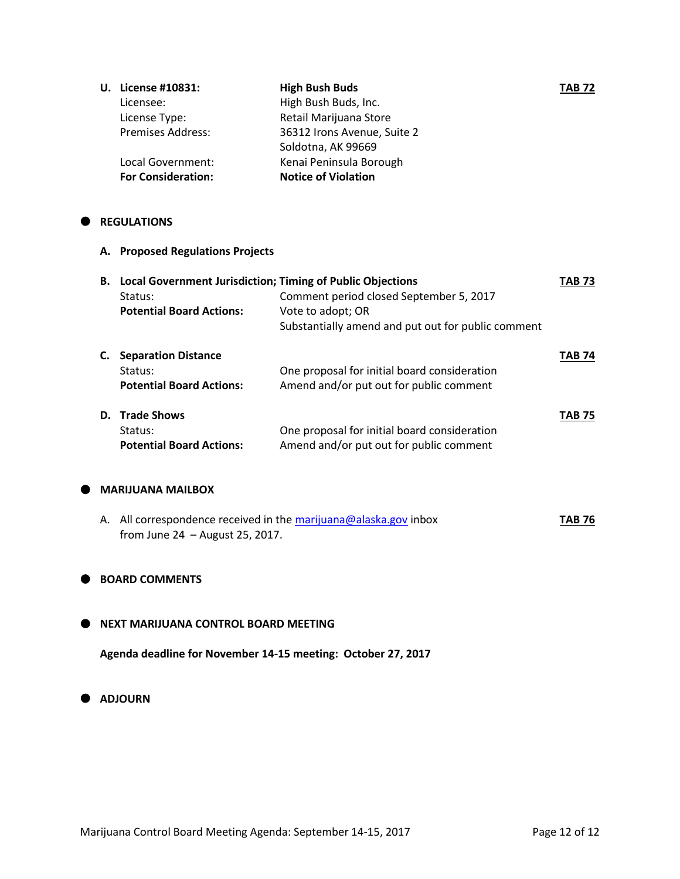**U. License #10831:** **High Bush Buds** **TAB 72**

Licensee: High Bush Buds, Inc.
License Type: Retail Marijuana Store
Premises Address: 36312 Irons Avenue, Suite 2
Soldotna, AK 99669
Local Government: Kenai Peninsula Borough
**For Consideration:** **Notice of Violation**

## REGULATIONS

**A. Proposed Regulations Projects**

**B. Local Government Jurisdiction; Timing of Public Objections** **TAB 73**

Status: Comment period closed September 5, 2017
**Potential Board Actions:** Vote to adopt; OR
Substantially amend and put out for public comment

**C. Separation Distance** **TAB 74**

Status: One proposal for initial board consideration
**Potential Board Actions:** Amend and/or put out for public comment

**D. Trade Shows** **TAB 75**

Status: One proposal for initial board consideration
**Potential Board Actions:** Amend and/or put out for public comment

## MARIJUANA MAILBOX

A. All correspondence received in the marijuana@alaska.gov inbox from June 24 – August 25, 2017. **TAB 76**

## BOARD COMMENTS

## NEXT MARIJUANA CONTROL BOARD MEETING

**Agenda deadline for November 14-15 meeting: October 27, 2017**

## ADJOURN